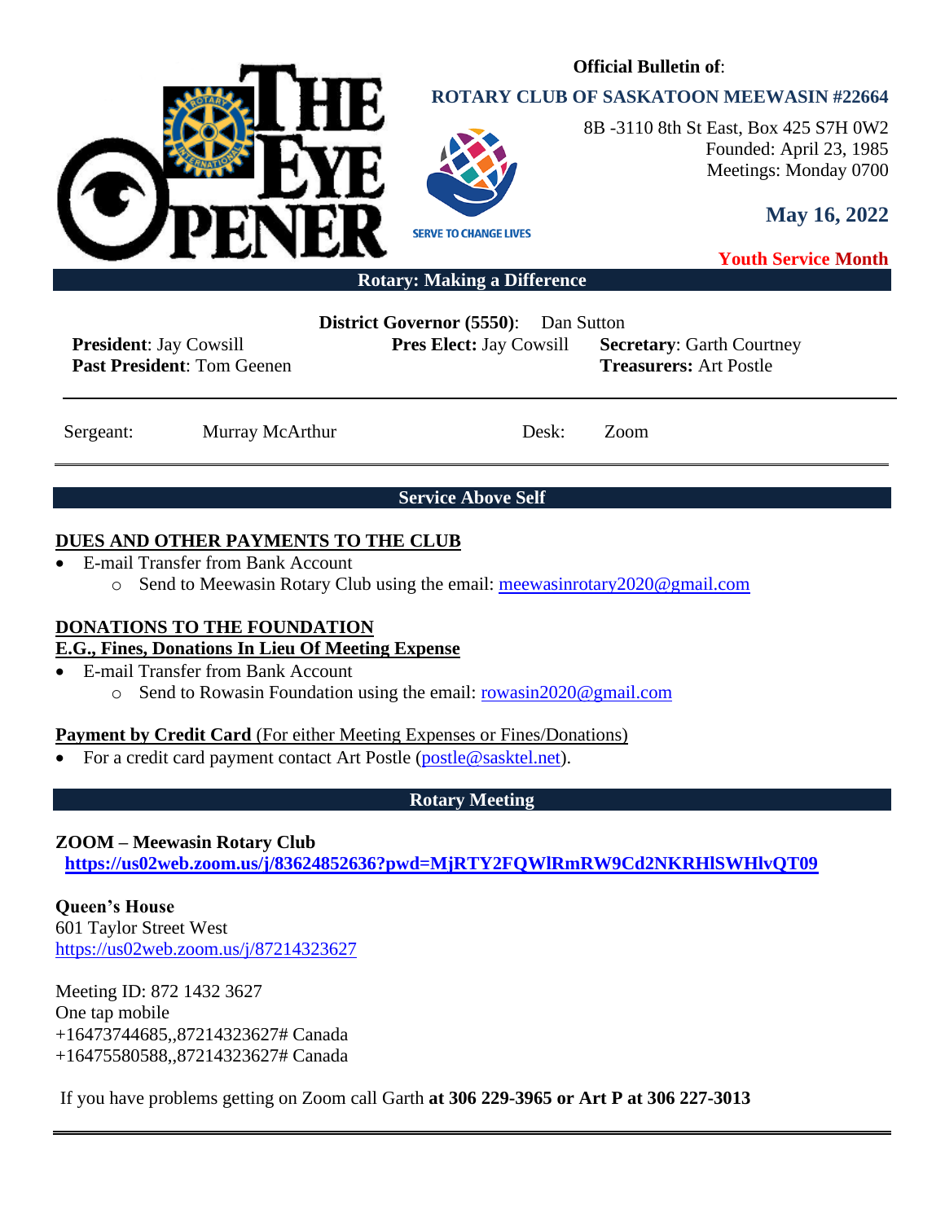# THE EYE OPENER

**Official Bulletin of**:

**ROTARY CLUB OF SASKATOON MEEWASIN #22664**

8B -3110 8th St East, Box 425 S7H 0W2
Founded: April 23, 1985
Meetings: Monday 0700

SERVE TO CHANGE LIVES

**May 16, 2022**

**Youth Service Month**

**Rotary: Making a Difference**

**District Governor (5550)**: Dan Sutton

**President**: Jay Cowsill
**Past President**: Tom Geenen
**Pres Elect:** Jay Cowsill
**Secretary**: Garth Courtney
**Treasurers:** Art Postle

Sergeant: Murray McArthur
Desk: Zoom

## Service Above Self

### DUES AND OTHER PAYMENTS TO THE CLUB

- E-mail Transfer from Bank Account
  - Send to Meewasin Rotary Club using the email: meewasinrotary2020@gmail.com

### DONATIONS TO THE FOUNDATION
### E.G., Fines, Donations In Lieu Of Meeting Expense

- E-mail Transfer from Bank Account
  - Send to Rowasin Foundation using the email: rowasin2020@gmail.com

**Payment by Credit Card** (For either Meeting Expenses or Fines/Donations)

- For a credit card payment contact Art Postle (postle@sasktel.net).

## Rotary Meeting

**ZOOM – Meewasin Rotary Club**
**https://us02web.zoom.us/j/83624852636?pwd=MjRTY2FQWlRmRW9Cd2NKRHlSWHlvQT09**

**Queen's House**
601 Taylor Street West
https://us02web.zoom.us/j/87214323627

Meeting ID: 872 1432 3627
One tap mobile
+16473744685,,87214323627# Canada
+16475580588,,87214323627# Canada

If you have problems getting on Zoom call Garth **at 306 229-3965 or Art P at 306 227-3013**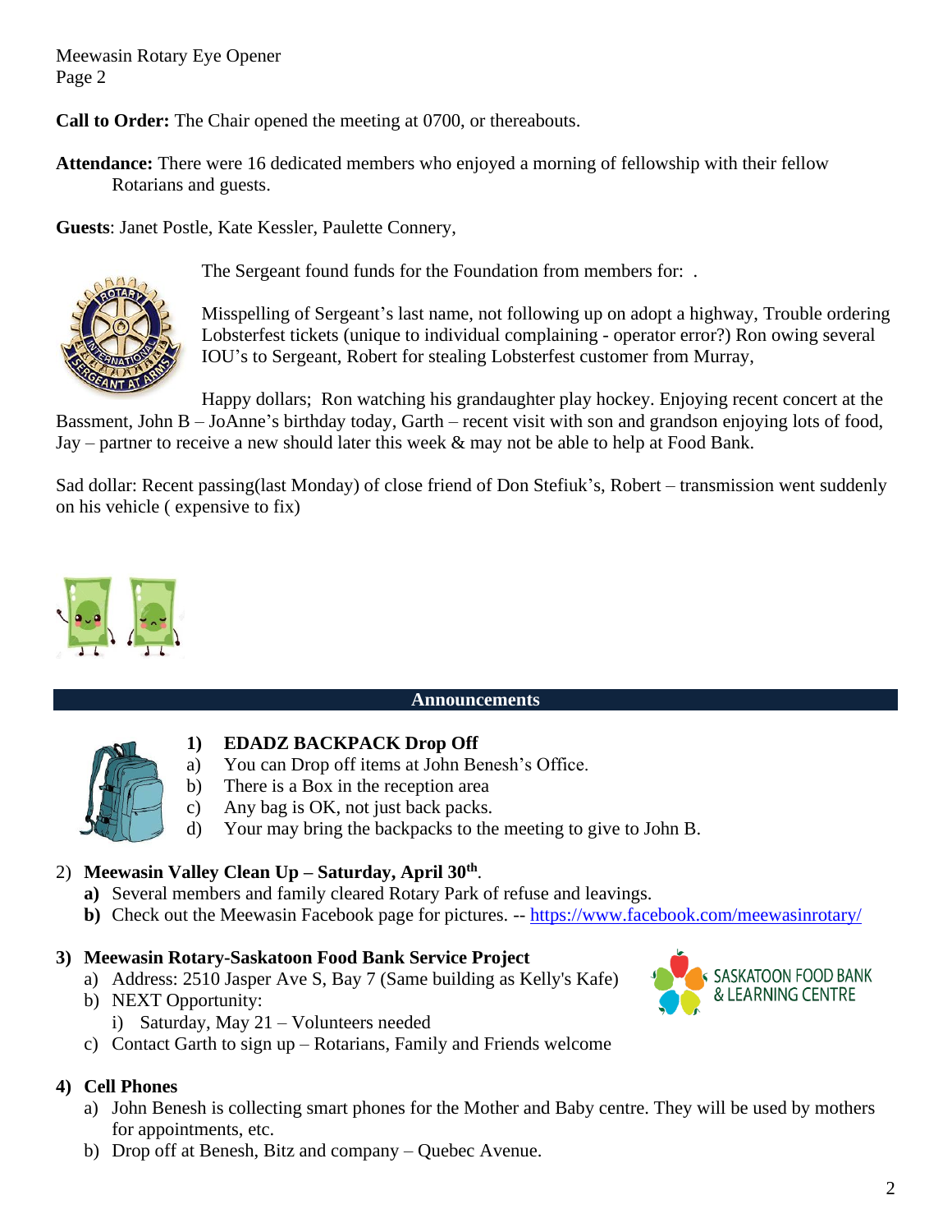Meewasin Rotary Eye Opener
Page 2

**Call to Order:** The Chair opened the meeting at 0700, or thereabouts.

**Attendance:** There were 16 dedicated members who enjoyed a morning of fellowship with their fellow Rotarians and guests.

**Guests**: Janet Postle, Kate Kessler, Paulette Connery,

The Sergeant found funds for the Foundation from members for: .

Misspelling of Sergeant's last name, not following up on adopt a highway, Trouble ordering Lobsterfest tickets (unique to individual complaining - operator error?) Ron owing several IOU's to Sergeant, Robert for stealing Lobsterfest customer from Murray,

Happy dollars; Ron watching his grandaughter play hockey. Enjoying recent concert at the Bassment, John B – JoAnne's birthday today, Garth – recent visit with son and grandson enjoying lots of food, Jay – partner to receive a new should later this week & may not be able to help at Food Bank.

Sad dollar: Recent passing(last Monday) of close friend of Don Stefiuk's, Robert – transmission went suddenly on his vehicle ( expensive to fix)

## Announcements

1) **EDADZ BACKPACK Drop Off**
   a) You can Drop off items at John Benesh's Office.
   b) There is a Box in the reception area
   c) Any bag is OK, not just back packs.
   d) Your may bring the backpacks to the meeting to give to John B.

2) **Meewasin Valley Clean Up – Saturday, April 30th**.
   **a)** Several members and family cleared Rotary Park of refuse and leavings.
   **b)** Check out the Meewasin Facebook page for pictures. -- https://www.facebook.com/meewasinrotary/

3) **Meewasin Rotary-Saskatoon Food Bank Service Project**
   a) Address: 2510 Jasper Ave S, Bay 7 (Same building as Kelly's Kafe)
   b) NEXT Opportunity:
      i) Saturday, May 21 – Volunteers needed
   c) Contact Garth to sign up – Rotarians, Family and Friends welcome

4) **Cell Phones**
   a) John Benesh is collecting smart phones for the Mother and Baby centre. They will be used by mothers for appointments, etc.
   b) Drop off at Benesh, Bitz and company – Quebec Avenue.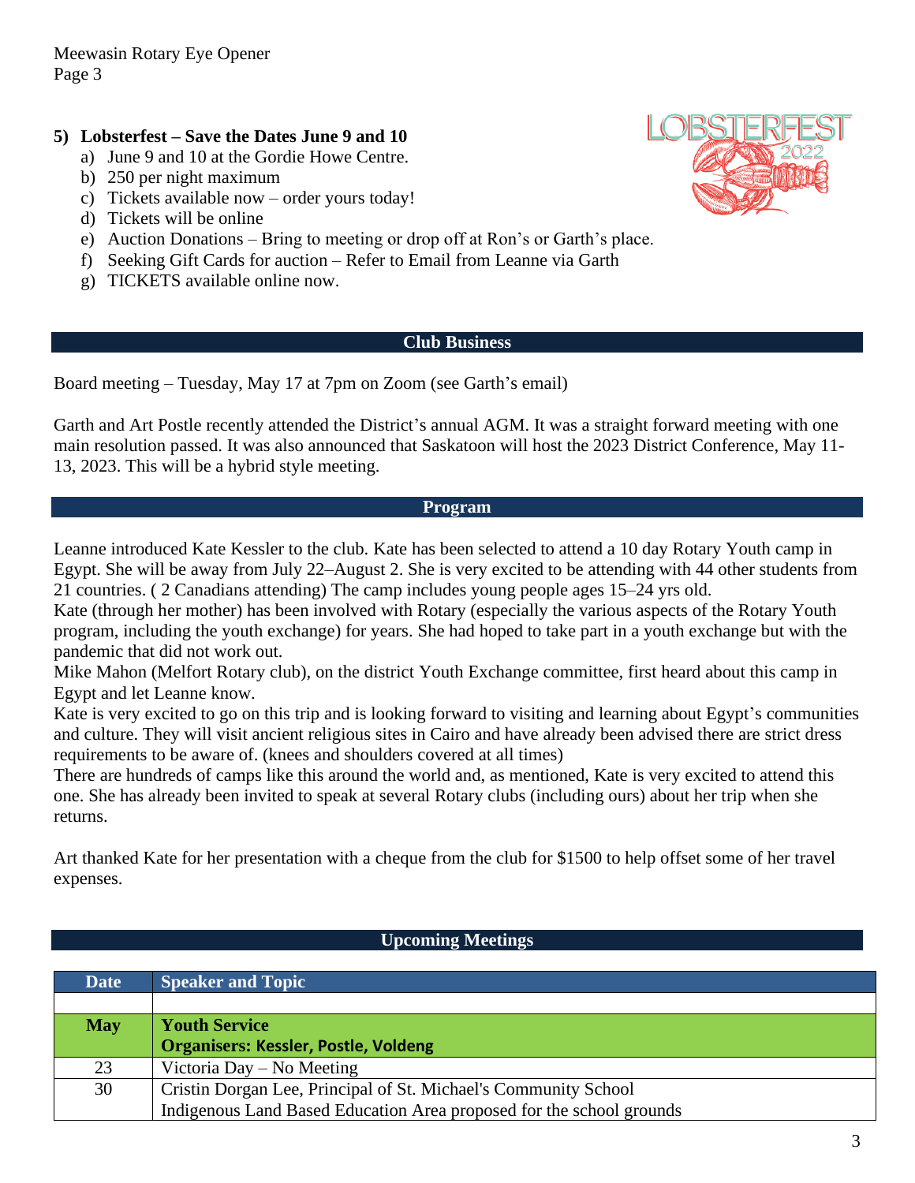**5) Lobsterfest – Save the Dates June 9 and 10**

a) June 9 and 10 at the Gordie Howe Centre.
b) 250 per night maximum
c) Tickets available now – order yours today!
d) Tickets will be online
e) Auction Donations – Bring to meeting or drop off at Ron's or Garth's place.
f) Seeking Gift Cards for auction – Refer to Email from Leanne via Garth
g) TICKETS available online now.

## Club Business

Board meeting – Tuesday, May 17 at 7pm on Zoom (see Garth's email)

Garth and Art Postle recently attended the District's annual AGM. It was a straight forward meeting with one main resolution passed. It was also announced that Saskatoon will host the 2023 District Conference, May 11-13, 2023. This will be a hybrid style meeting.

## Program

Leanne introduced Kate Kessler to the club. Kate has been selected to attend a 10 day Rotary Youth camp in Egypt. She will be away from July 22–August 2. She is very excited to be attending with 44 other students from 21 countries. ( 2 Canadians attending) The camp includes young people ages 15–24 yrs old.
Kate (through her mother) has been involved with Rotary (especially the various aspects of the Rotary Youth program, including the youth exchange) for years. She had hoped to take part in a youth exchange but with the pandemic that did not work out.
Mike Mahon (Melfort Rotary club), on the district Youth Exchange committee, first heard about this camp in Egypt and let Leanne know.
Kate is very excited to go on this trip and is looking forward to visiting and learning about Egypt's communities and culture. They will visit ancient religious sites in Cairo and have already been advised there are strict dress requirements to be aware of. (knees and shoulders covered at all times)
There are hundreds of camps like this around the world and, as mentioned, Kate is very excited to attend this one. She has already been invited to speak at several Rotary clubs (including ours) about her trip when she returns.

Art thanked Kate for her presentation with a cheque from the club for $1500 to help offset some of her travel expenses.

## Upcoming Meetings

| Date | Speaker and Topic |
|---|---|
| | |
| **May** | **Youth Service**<br>**Organisers: Kessler, Postle, Voldeng** |
| 23 | Victoria Day – No Meeting |
| 30 | Cristin Dorgan Lee, Principal of St. Michael's Community School<br>Indigenous Land Based Education Area proposed for the school grounds |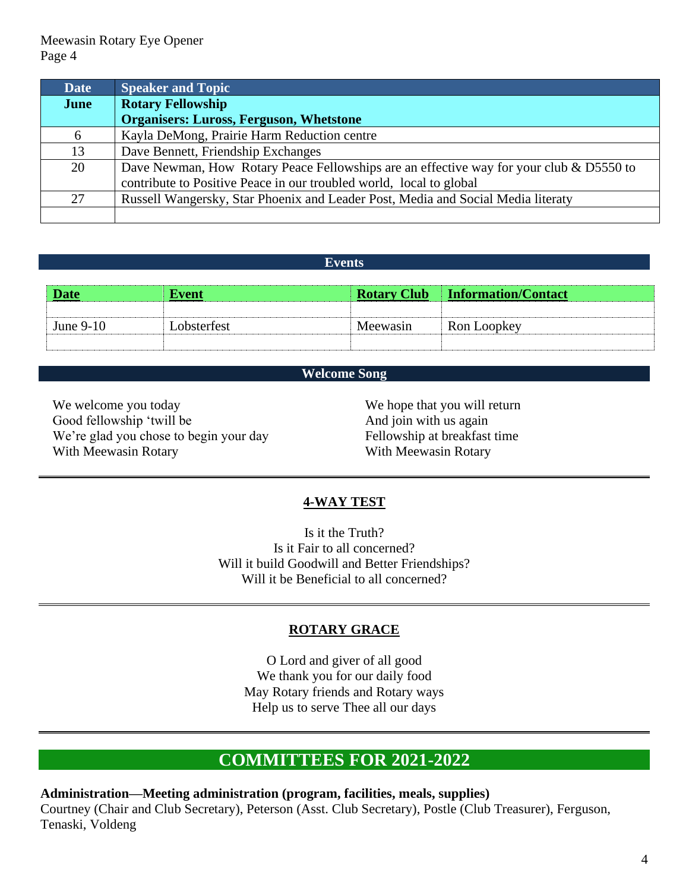| Date | Speaker and Topic |
| --- | --- |
| **June** | **Rotary Fellowship**<br>**Organisers: Luross, Ferguson, Whetstone** |
| 6 | Kayla DeMong, Prairie Harm Reduction centre |
| 13 | Dave Bennett, Friendship Exchanges |
| 20 | Dave Newman, How Rotary Peace Fellowships are an effective way for your club & D5550 to contribute to Positive Peace in our troubled world, local to global |
| 27 | Russell Wangersky, Star Phoenix and Leader Post, Media and Social Media literaty |
| | |

## Events

| Date | Event | Rotary Club | Information/Contact |
| --- | --- | --- | --- |
| | | | |
| June 9-10 | Lobsterfest | Meewasin | Ron Loopkey |
| | | | |

## Welcome Song

We welcome you today
Good fellowship 'twill be
We're glad you chose to begin your day
With Meewasin Rotary

We hope that you will return
And join with us again
Fellowship at breakfast time
With Meewasin Rotary

## 4-WAY TEST

Is it the Truth?
Is it Fair to all concerned?
Will it build Goodwill and Better Friendships?
Will it be Beneficial to all concerned?

## ROTARY GRACE

O Lord and giver of all good
We thank you for our daily food
May Rotary friends and Rotary ways
Help us to serve Thee all our days

# COMMITTEES FOR 2021-2022

**Administration—Meeting administration (program, facilities, meals, supplies)**
Courtney (Chair and Club Secretary), Peterson (Asst. Club Secretary), Postle (Club Treasurer), Ferguson, Tenaski, Voldeng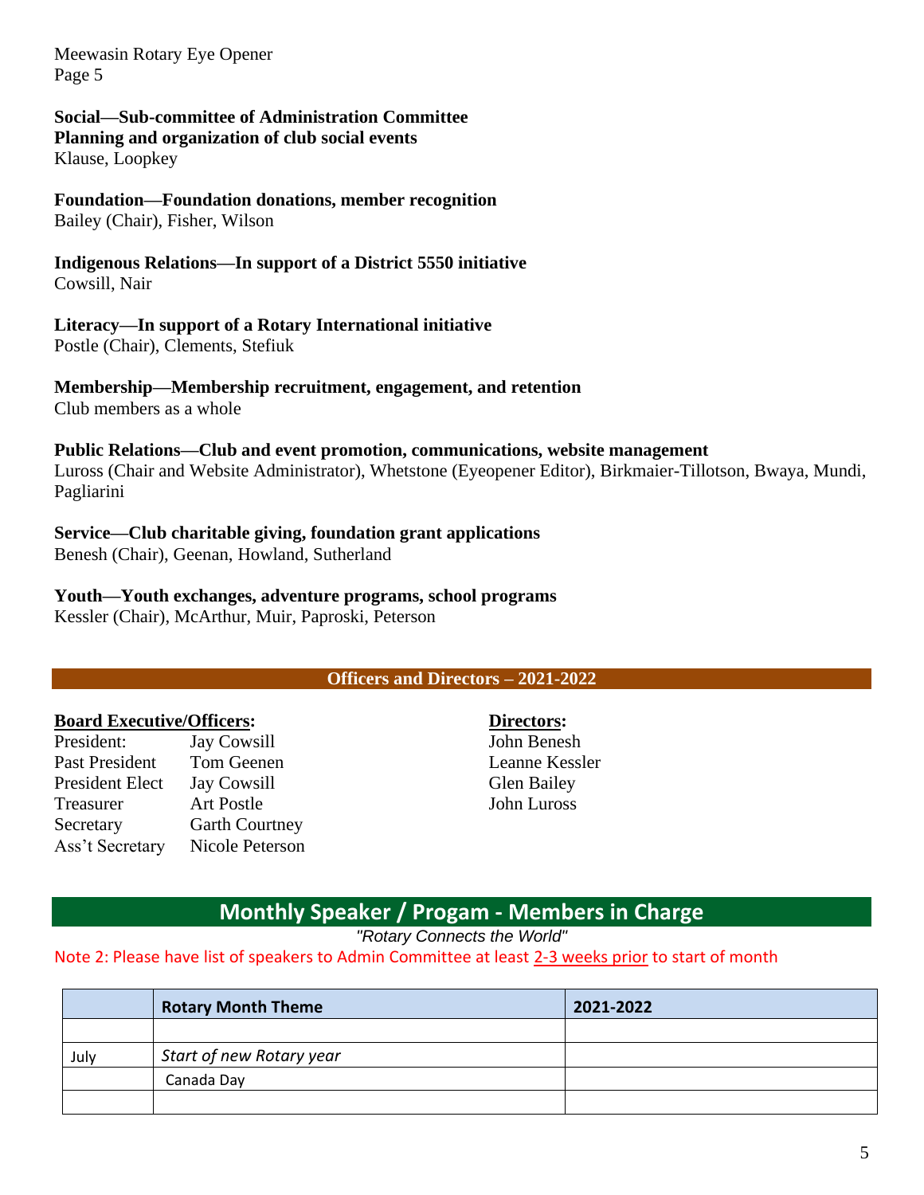**Social—Sub-committee of Administration Committee**
**Planning and organization of club social events**
Klause, Loopkey

**Foundation—Foundation donations, member recognition**
Bailey (Chair), Fisher, Wilson

**Indigenous Relations—In support of a District 5550 initiative**
Cowsill, Nair

**Literacy—In support of a Rotary International initiative**
Postle (Chair), Clements, Stefiuk

**Membership—Membership recruitment, engagement, and retention**
Club members as a whole

**Public Relations—Club and event promotion, communications, website management**
Luross (Chair and Website Administrator), Whetstone (Eyeopener Editor), Birkmaier-Tillotson, Bwaya, Mundi, Pagliarini

**Service—Club charitable giving, foundation grant applications**
Benesh (Chair), Geenan, Howland, Sutherland

**Youth—Youth exchanges, adventure programs, school programs**
Kessler (Chair), McArthur, Muir, Paproski, Peterson

## Officers and Directors – 2021-2022

**Board Executive/Officers:**

| | |
|---|---|
| President: | Jay Cowsill |
| Past President | Tom Geenen |
| President Elect | Jay Cowsill |
| Treasurer | Art Postle |
| Secretary | Garth Courtney |
| Ass't Secretary | Nicole Peterson |

**Directors:**
John Benesh
Leanne Kessler
Glen Bailey
John Luross

## Monthly Speaker / Progam - Members in Charge

*"Rotary Connects the World"*

Note 2: Please have list of speakers to Admin Committee at least 2-3 weeks prior to start of month

| | Rotary Month Theme | 2021-2022 |
|---|---|---|
| | | |
| July | *Start of new Rotary year* | |
| | Canada Day | |
| | | |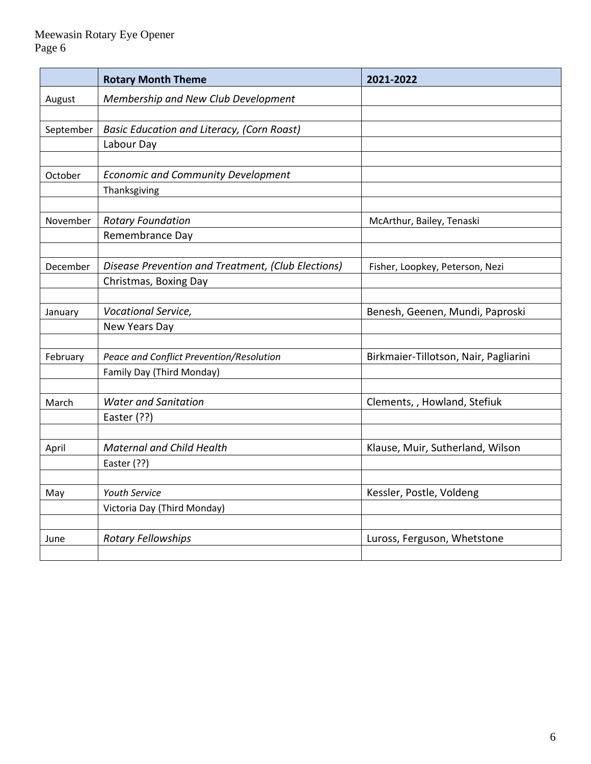| | **Rotary Month Theme** | **2021-2022** |
|---|---|---|
| August | *Membership and New Club Development* | |
| | | |
| September | *Basic Education and Literacy, (Corn Roast)* | |
| | Labour Day | |
| | | |
| October | *Economic and Community Development* | |
| | Thanksgiving | |
| | | |
| November | *Rotary Foundation* | McArthur, Bailey, Tenaski |
| | Remembrance Day | |
| | | |
| December | *Disease Prevention and Treatment, (Club Elections)* | Fisher, Loopkey, Peterson, Nezi |
| | Christmas, Boxing Day | |
| | | |
| January | *Vocational Service,* | Benesh, Geenen, Mundi, Paproski |
| | New Years Day | |
| | | |
| February | *Peace and Conflict Prevention/Resolution* | Birkmaier-Tillotson, Nair, Pagliarini |
| | Family Day (Third Monday) | |
| | | |
| March | *Water and Sanitation* | Clements, , Howland, Stefiuk |
| | Easter (??) | |
| | | |
| April | *Maternal and Child Health* | Klause, Muir, Sutherland, Wilson |
| | Easter (??) | |
| | | |
| May | *Youth Service* | Kessler, Postle, Voldeng |
| | Victoria Day (Third Monday) | |
| | | |
| June | *Rotary Fellowships* | Luross, Ferguson, Whetstone |
| | | |